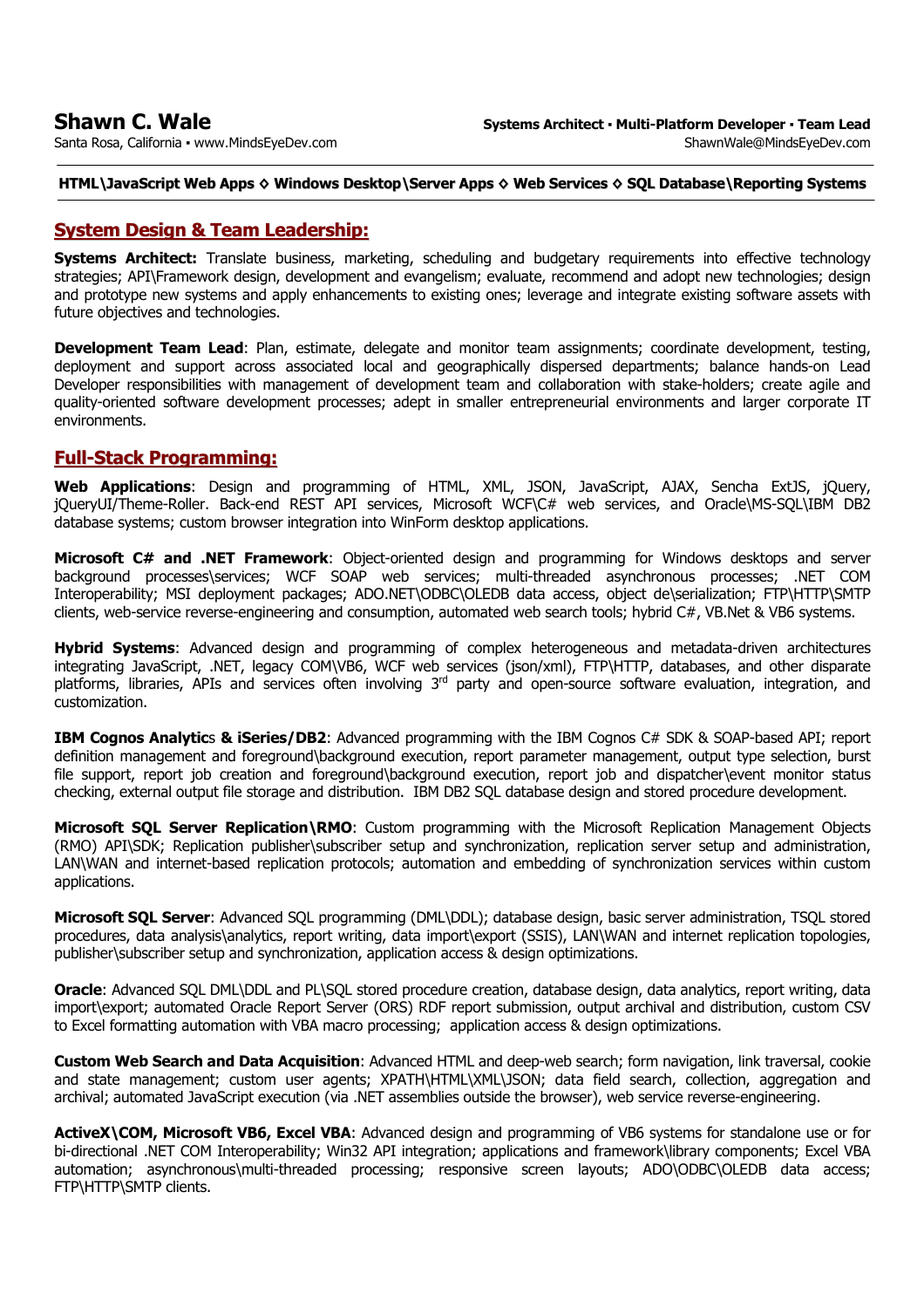# Shawn C. Wale

Santa Rosa, California ▪ www.MindsEyeDev.com

**Systems Architect ▪ Multi-Platform Developer ▪ Team Lead**

ShawnWale@MindsEyeDev.com

---

**HTML\JavaScript Web Apps ◇ Windows Desktop\Server Apps ◇ Web Services ◇ SQL Database\Reporting Systems**

---

## System Design & Team Leadership:

**Systems Architect:** Translate business, marketing, scheduling and budgetary requirements into effective technology strategies; API\Framework design, development and evangelism; evaluate, recommend and adopt new technologies; design and prototype new systems and apply enhancements to existing ones; leverage and integrate existing software assets with future objectives and technologies.

**Development Team Lead**: Plan, estimate, delegate and monitor team assignments; coordinate development, testing, deployment and support across associated local and geographically dispersed departments; balance hands-on Lead Developer responsibilities with management of development team and collaboration with stake-holders; create agile and quality-oriented software development processes; adept in smaller entrepreneurial environments and larger corporate IT environments.

## Full-Stack Programming:

**Web Applications**: Design and programming of HTML, XML, JSON, JavaScript, AJAX, Sencha ExtJS, jQuery, jQueryUI/Theme-Roller. Back-end REST API services, Microsoft WCF\C# web services, and Oracle\MS-SQL\IBM DB2 database systems; custom browser integration into WinForm desktop applications.

**Microsoft C# and .NET Framework**: Object-oriented design and programming for Windows desktops and server background processes\services; WCF SOAP web services; multi-threaded asynchronous processes; .NET COM Interoperability; MSI deployment packages; ADO.NET\ODBC\OLEDB data access, object de\serialization; FTP\HTTP\SMTP clients, web-service reverse-engineering and consumption, automated web search tools; hybrid C#, VB.Net & VB6 systems.

**Hybrid Systems**: Advanced design and programming of complex heterogeneous and metadata-driven architectures integrating JavaScript, .NET, legacy COM\VB6, WCF web services (json/xml), FTP\HTTP, databases, and other disparate platforms, libraries, APIs and services often involving 3rd party and open-source software evaluation, integration, and customization.

**IBM Cognos Analytics & iSeries/DB2**: Advanced programming with the IBM Cognos C# SDK & SOAP-based API; report definition management and foreground\background execution, report parameter management, output type selection, burst file support, report job creation and foreground\background execution, report job and dispatcher\event monitor status checking, external output file storage and distribution. IBM DB2 SQL database design and stored procedure development.

**Microsoft SQL Server Replication\RMO**: Custom programming with the Microsoft Replication Management Objects (RMO) API\SDK; Replication publisher\subscriber setup and synchronization, replication server setup and administration, LAN\WAN and internet-based replication protocols; automation and embedding of synchronization services within custom applications.

**Microsoft SQL Server**: Advanced SQL programming (DML\DDL); database design, basic server administration, TSQL stored procedures, data analysis\analytics, report writing, data import\export (SSIS), LAN\WAN and internet replication topologies, publisher\subscriber setup and synchronization, application access & design optimizations.

**Oracle**: Advanced SQL DML\DDL and PL\SQL stored procedure creation, database design, data analytics, report writing, data import\export; automated Oracle Report Server (ORS) RDF report submission, output archival and distribution, custom CSV to Excel formatting automation with VBA macro processing; application access & design optimizations.

**Custom Web Search and Data Acquisition**: Advanced HTML and deep-web search; form navigation, link traversal, cookie and state management; custom user agents; XPATH\HTML\XML\JSON; data field search, collection, aggregation and archival; automated JavaScript execution (via .NET assemblies outside the browser), web service reverse-engineering.

**ActiveX\COM, Microsoft VB6, Excel VBA**: Advanced design and programming of VB6 systems for standalone use or for bi-directional .NET COM Interoperability; Win32 API integration; applications and framework\library components; Excel VBA automation; asynchronous\multi-threaded processing; responsive screen layouts; ADO\ODBC\OLEDB data access; FTP\HTTP\SMTP clients.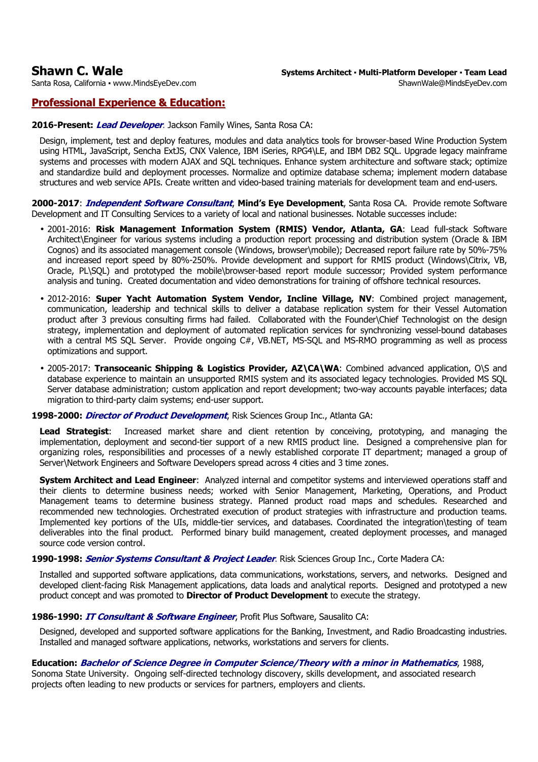# Shawn C. Wale

Santa Rosa, California ▪ www.MindsEyeDev.com

**Systems Architect ▪ Multi-Platform Developer ▪ Team Lead**

ShawnWale@MindsEyeDev.com

## Professional Experience & Education:

**2016-Present:** ***Lead Developer***. Jackson Family Wines, Santa Rosa CA:

Design, implement, test and deploy features, modules and data analytics tools for browser-based Wine Production System using HTML, JavaScript, Sencha ExtJS, CNX Valence, IBM iSeries, RPG4\LE, and IBM DB2 SQL. Upgrade legacy mainframe systems and processes with modern AJAX and SQL techniques. Enhance system architecture and software stack; optimize and standardize build and deployment processes. Normalize and optimize database schema; implement modern database structures and web service APIs. Create written and video-based training materials for development team and end-users.

**2000-2017**: ***Independent Software Consultant***, **Mind's Eye Development**, Santa Rosa CA. Provide remote Software Development and IT Consulting Services to a variety of local and national businesses. Notable successes include:

- 2001-2016: **Risk Management Information System (RMIS) Vendor, Atlanta, GA**: Lead full-stack Software Architect\Engineer for various systems including a production report processing and distribution system (Oracle & IBM Cognos) and its associated management console (Windows, browser\mobile); Decreased report failure rate by 50%-75% and increased report speed by 80%-250%. Provide development and support for RMIS product (Windows\Citrix, VB, Oracle, PL\SQL) and prototyped the mobile\browser-based report module successor; Provided system performance analysis and tuning. Created documentation and video demonstrations for training of offshore technical resources.
- 2012-2016: **Super Yacht Automation System Vendor, Incline Village, NV**: Combined project management, communication, leadership and technical skills to deliver a database replication system for their Vessel Automation product after 3 previous consulting firms had failed. Collaborated with the Founder\Chief Technologist on the design strategy, implementation and deployment of automated replication services for synchronizing vessel-bound databases with a central MS SQL Server. Provide ongoing C#, VB.NET, MS-SQL and MS-RMO programming as well as process optimizations and support.
- 2005-2017: **Transoceanic Shipping & Logistics Provider, AZ\CA\WA**: Combined advanced application, O\S and database experience to maintain an unsupported RMIS system and its associated legacy technologies. Provided MS SQL Server database administration; custom application and report development; two-way accounts payable interfaces; data migration to third-party claim systems; end-user support.

**1998-2000:** ***Director of Product Development***, Risk Sciences Group Inc., Atlanta GA:

**Lead Strategist**: Increased market share and client retention by conceiving, prototyping, and managing the implementation, deployment and second-tier support of a new RMIS product line. Designed a comprehensive plan for organizing roles, responsibilities and processes of a newly established corporate IT department; managed a group of Server\Network Engineers and Software Developers spread across 4 cities and 3 time zones.

**System Architect and Lead Engineer**: Analyzed internal and competitor systems and interviewed operations staff and their clients to determine business needs; worked with Senior Management, Marketing, Operations, and Product Management teams to determine business strategy. Planned product road maps and schedules. Researched and recommended new technologies. Orchestrated execution of product strategies with infrastructure and production teams. Implemented key portions of the UIs, middle-tier services, and databases. Coordinated the integration\testing of team deliverables into the final product. Performed binary build management, created deployment processes, and managed source code version control.

**1990-1998:** ***Senior Systems Consultant & Project Leader***. Risk Sciences Group Inc., Corte Madera CA:

Installed and supported software applications, data communications, workstations, servers, and networks. Designed and developed client-facing Risk Management applications, data loads and analytical reports. Designed and prototyped a new product concept and was promoted to **Director of Product Development** to execute the strategy.

**1986-1990:** ***IT Consultant & Software Engineer***, Profit Plus Software, Sausalito CA:

Designed, developed and supported software applications for the Banking, Investment, and Radio Broadcasting industries. Installed and managed software applications, networks, workstations and servers for clients.

**Education:** ***Bachelor of Science Degree in Computer Science/Theory with a minor in Mathematics***, 1988, Sonoma State University. Ongoing self-directed technology discovery, skills development, and associated research projects often leading to new products or services for partners, employers and clients.